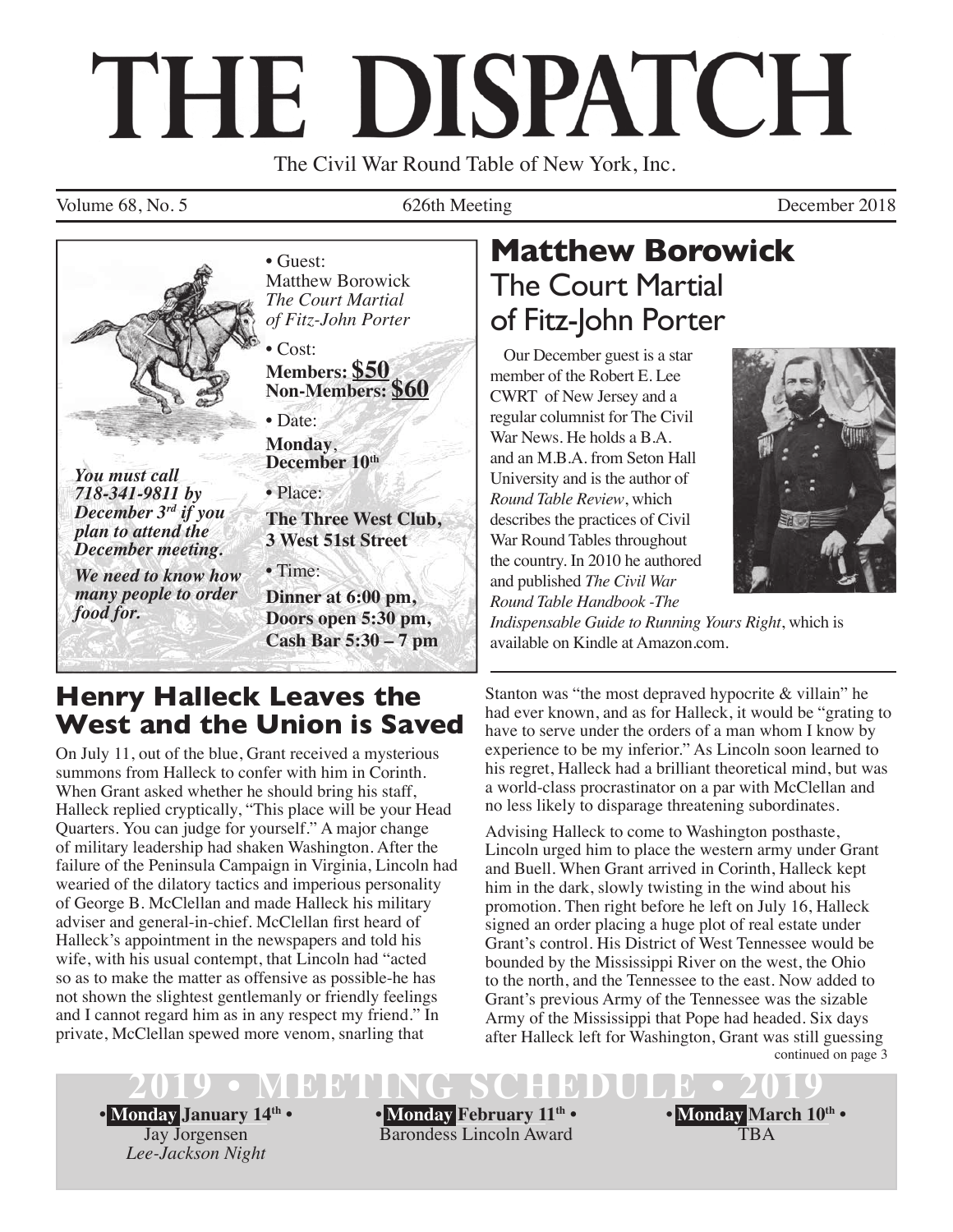# THE DISPATCH

The Civil War Round Table of New York, Inc.

Volume 68, No. 5 | 626th Meeting | December 2018

*You must call 718-341-9811 by December 3rd if you plan to attend the December meeting.*

*We need to know how many people to order food for.*

- Guest: Matthew Borowick *The Court Martial of Fitz-John Porter*
- Cost: **Members: $50** **Non-Members: $60**
- Date: **Monday, December 10th**
- Place: **The Three West Club, 3 West 51st Street**
- Time: **Dinner at 6:00 pm, Doors open 5:30 pm, Cash Bar 5:30 – 7 pm**

## Matthew Borowick
## The Court Martial of Fitz-John Porter

Our December guest is a star member of the Robert E. Lee CWRT of New Jersey and a regular columnist for The Civil War News. He holds a B.A. and an M.B.A. from Seton Hall University and is the author of *Round Table Review*, which describes the practices of Civil War Round Tables throughout the country. In 2010 he authored and published *The Civil War Round Table Handbook -The Indispensable Guide to Running Yours Right*, which is available on Kindle at Amazon.com.

## Henry Halleck Leaves the West and the Union is Saved

On July 11, out of the blue, Grant received a mysterious summons from Halleck to confer with him in Corinth. When Grant asked whether he should bring his staff, Halleck replied cryptically, "This place will be your Head Quarters. You can judge for yourself." A major change of military leadership had shaken Washington. After the failure of the Peninsula Campaign in Virginia, Lincoln had wearied of the dilatory tactics and imperious personality of George B. McClellan and made Halleck his military adviser and general-in-chief. McClellan first heard of Halleck's appointment in the newspapers and told his wife, with his usual contempt, that Lincoln had "acted so as to make the matter as offensive as possible-he has not shown the slightest gentlemanly or friendly feelings and I cannot regard him as in any respect my friend." In private, McClellan spewed more venom, snarling that Stanton was "the most depraved hypocrite & villain" he had ever known, and as for Halleck, it would be "grating to have to serve under the orders of a man whom I know by experience to be my inferior." As Lincoln soon learned to his regret, Halleck had a brilliant theoretical mind, but was a world-class procrastinator on a par with McClellan and no less likely to disparage threatening subordinates.

Advising Halleck to come to Washington posthaste, Lincoln urged him to place the western army under Grant and Buell. When Grant arrived in Corinth, Halleck kept him in the dark, slowly twisting in the wind about his promotion. Then right before he left on July 16, Halleck signed an order placing a huge plot of real estate under Grant's control. His District of West Tennessee would be bounded by the Mississippi River on the west, the Ohio to the north, and the Tennessee to the east. Now added to Grant's previous Army of the Tennessee was the sizable Army of the Mississippi that Pope had headed. Six days after Halleck left for Washington, Grant was still guessing

continued on page 3

## 2019 • MEETING SCHEDULE • 2019

- **Monday January 14th** • Jay Jorgensen *Lee-Jackson Night*
- **Monday February 11th** • Barondess Lincoln Award
- **Monday March 10th** • TBA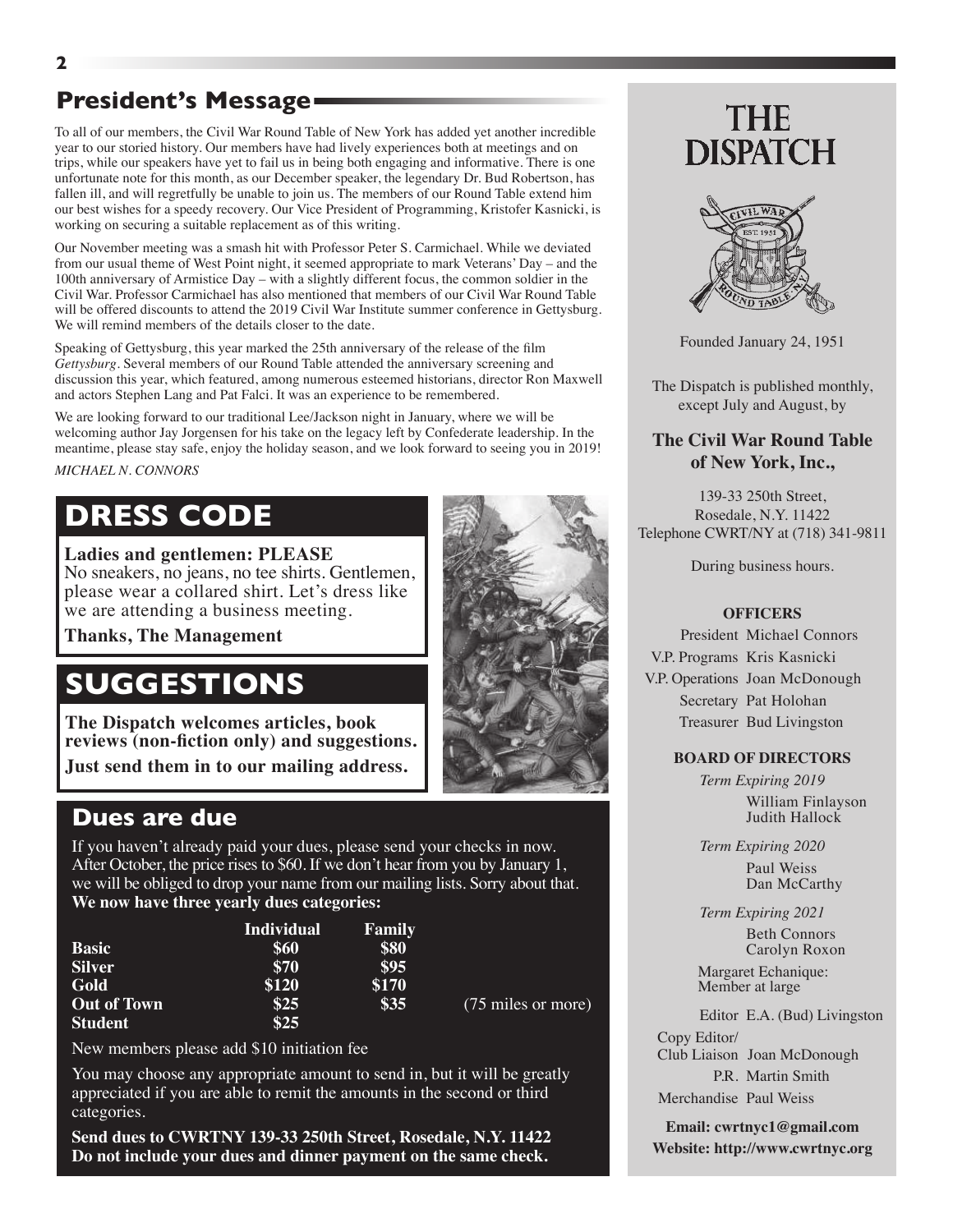## President's Message

To all of our members, the Civil War Round Table of New York has added yet another incredible year to our storied history. Our members have had lively experiences both at meetings and on trips, while our speakers have yet to fail us in being both engaging and informative. There is one unfortunate note for this month, as our December speaker, the legendary Dr. Bud Robertson, has fallen ill, and will regretfully be unable to join us. The members of our Round Table extend him our best wishes for a speedy recovery. Our Vice President of Programming, Kristofer Kasnicki, is working on securing a suitable replacement as of this writing.

Our November meeting was a smash hit with Professor Peter S. Carmichael. While we deviated from our usual theme of West Point night, it seemed appropriate to mark Veterans' Day – and the 100th anniversary of Armistice Day – with a slightly different focus, the common soldier in the Civil War. Professor Carmichael has also mentioned that members of our Civil War Round Table will be offered discounts to attend the 2019 Civil War Institute summer conference in Gettysburg. We will remind members of the details closer to the date.

Speaking of Gettysburg, this year marked the 25th anniversary of the release of the film *Gettysburg*. Several members of our Round Table attended the anniversary screening and discussion this year, which featured, among numerous esteemed historians, director Ron Maxwell and actors Stephen Lang and Pat Falci. It was an experience to be remembered.

We are looking forward to our traditional Lee/Jackson night in January, where we will be welcoming author Jay Jorgensen for his take on the legacy left by Confederate leadership. In the meantime, please stay safe, enjoy the holiday season, and we look forward to seeing you in 2019!

*MICHAEL N. CONNORS*

## DRESS CODE

**Ladies and gentlemen: PLEASE**
No sneakers, no jeans, no tee shirts. Gentlemen, please wear a collared shirt. Let's dress like we are attending a business meeting.

**Thanks, The Management**

## SUGGESTIONS

**The Dispatch welcomes articles, book reviews (non-fiction only) and suggestions.**

**Just send them in to our mailing address.**

## Dues are due

If you haven't already paid your dues, please send your checks in now. After October, the price rises to $60. If we don't hear from you by January 1, we will be obliged to drop your name from our mailing lists. Sorry about that.
**We now have three yearly dues categories:**

| | Individual | Family | |
|---|---|---|---|
| **Basic** | **$60** | **$80** | |
| **Silver** | **$70** | **$95** | |
| **Gold** | **$120** | **$170** | |
| **Out of Town** | **$25** | **$35** | (75 miles or more) |
| **Student** | **$25** | | |

New members please add $10 initiation fee

You may choose any appropriate amount to send in, but it will be greatly appreciated if you are able to remit the amounts in the second or third categories.

**Send dues to CWRTNY 139-33 250th Street, Rosedale, N.Y. 11422**
**Do not include your dues and dinner payment on the same check.**

# THE DISPATCH

Founded January 24, 1951

The Dispatch is published monthly, except July and August, by

**The Civil War Round Table of New York, Inc.,**

139-33 250th Street,
Rosedale, N.Y. 11422
Telephone CWRT/NY at (718) 341-9811

During business hours.

**OFFICERS**

President Michael Connors
V.P. Programs Kris Kasnicki
V.P. Operations Joan McDonough
Secretary Pat Holohan
Treasurer Bud Livingston

**BOARD OF DIRECTORS**

*Term Expiring 2019*
William Finlayson
Judith Hallock

*Term Expiring 2020*
Paul Weiss
Dan McCarthy

*Term Expiring 2021*
Beth Connors
Carolyn Roxon

Margaret Echanique: Member at large

Editor E.A. (Bud) Livingston
Copy Editor/ Club Liaison Joan McDonough
P.R. Martin Smith
Merchandise Paul Weiss

**Email: cwrtnyc1@gmail.com**
**Website: http://www.cwrtnyc.org**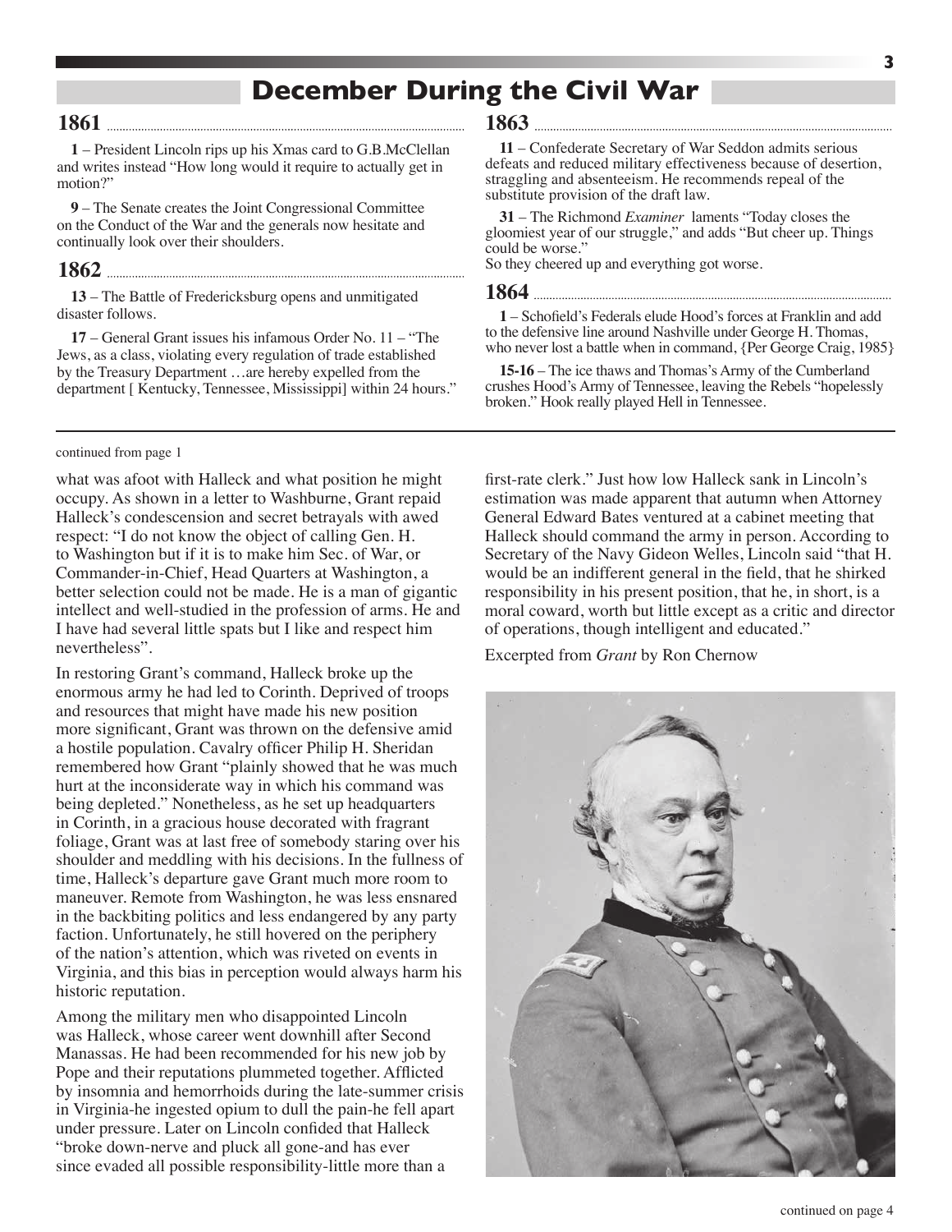# December During the Civil War

## 1861

**1** – President Lincoln rips up his Xmas card to G.B.McClellan and writes instead "How long would it require to actually get in motion?"

**9** – The Senate creates the Joint Congressional Committee on the Conduct of the War and the generals now hesitate and continually look over their shoulders.

## 1862

**13** – The Battle of Fredericksburg opens and unmitigated disaster follows.

**17** – General Grant issues his infamous Order No. 11 – "The Jews, as a class, violating every regulation of trade established by the Treasury Department …are hereby expelled from the department [ Kentucky, Tennessee, Mississippi] within 24 hours."

## 1863

**11** – Confederate Secretary of War Seddon admits serious defeats and reduced military effectiveness because of desertion, straggling and absenteeism. He recommends repeal of the substitute provision of the draft law.

**31** – The Richmond *Examiner* laments "Today closes the gloomiest year of our struggle," and adds "But cheer up. Things could be worse."
So they cheered up and everything got worse.

## 1864

**1** – Schofield's Federals elude Hood's forces at Franklin and add to the defensive line around Nashville under George H. Thomas, who never lost a battle when in command, {Per George Craig, 1985}

**15-16** – The ice thaws and Thomas's Army of the Cumberland crushes Hood's Army of Tennessee, leaving the Rebels "hopelessly broken." Hook really played Hell in Tennessee.

---

continued from page 1

what was afoot with Halleck and what position he might occupy. As shown in a letter to Washburne, Grant repaid Halleck's condescension and secret betrayals with awed respect: "I do not know the object of calling Gen. H. to Washington but if it is to make him Sec. of War, or Commander-in-Chief, Head Quarters at Washington, a better selection could not be made. He is a man of gigantic intellect and well-studied in the profession of arms. He and I have had several little spats but I like and respect him nevertheless".

In restoring Grant's command, Halleck broke up the enormous army he had led to Corinth. Deprived of troops and resources that might have made his new position more significant, Grant was thrown on the defensive amid a hostile population. Cavalry officer Philip H. Sheridan remembered how Grant "plainly showed that he was much hurt at the inconsiderate way in which his command was being depleted." Nonetheless, as he set up headquarters in Corinth, in a gracious house decorated with fragrant foliage, Grant was at last free of somebody staring over his shoulder and meddling with his decisions. In the fullness of time, Halleck's departure gave Grant much more room to maneuver. Remote from Washington, he was less ensnared in the backbiting politics and less endangered by any party faction. Unfortunately, he still hovered on the periphery of the nation's attention, which was riveted on events in Virginia, and this bias in perception would always harm his historic reputation.

Among the military men who disappointed Lincoln was Halleck, whose career went downhill after Second Manassas. He had been recommended for his new job by Pope and their reputations plummeted together. Afflicted by insomnia and hemorrhoids during the late-summer crisis in Virginia-he ingested opium to dull the pain-he fell apart under pressure. Later on Lincoln confided that Halleck "broke down-nerve and pluck all gone-and has ever since evaded all possible responsibility-little more than a first-rate clerk." Just how low Halleck sank in Lincoln's estimation was made apparent that autumn when Attorney General Edward Bates ventured at a cabinet meeting that Halleck should command the army in person. According to Secretary of the Navy Gideon Welles, Lincoln said "that H. would be an indifferent general in the field, that he shirked responsibility in his present position, that he, in short, is a moral coward, worth but little except as a critic and director of operations, though intelligent and educated."

Excerpted from *Grant* by Ron Chernow

continued on page 4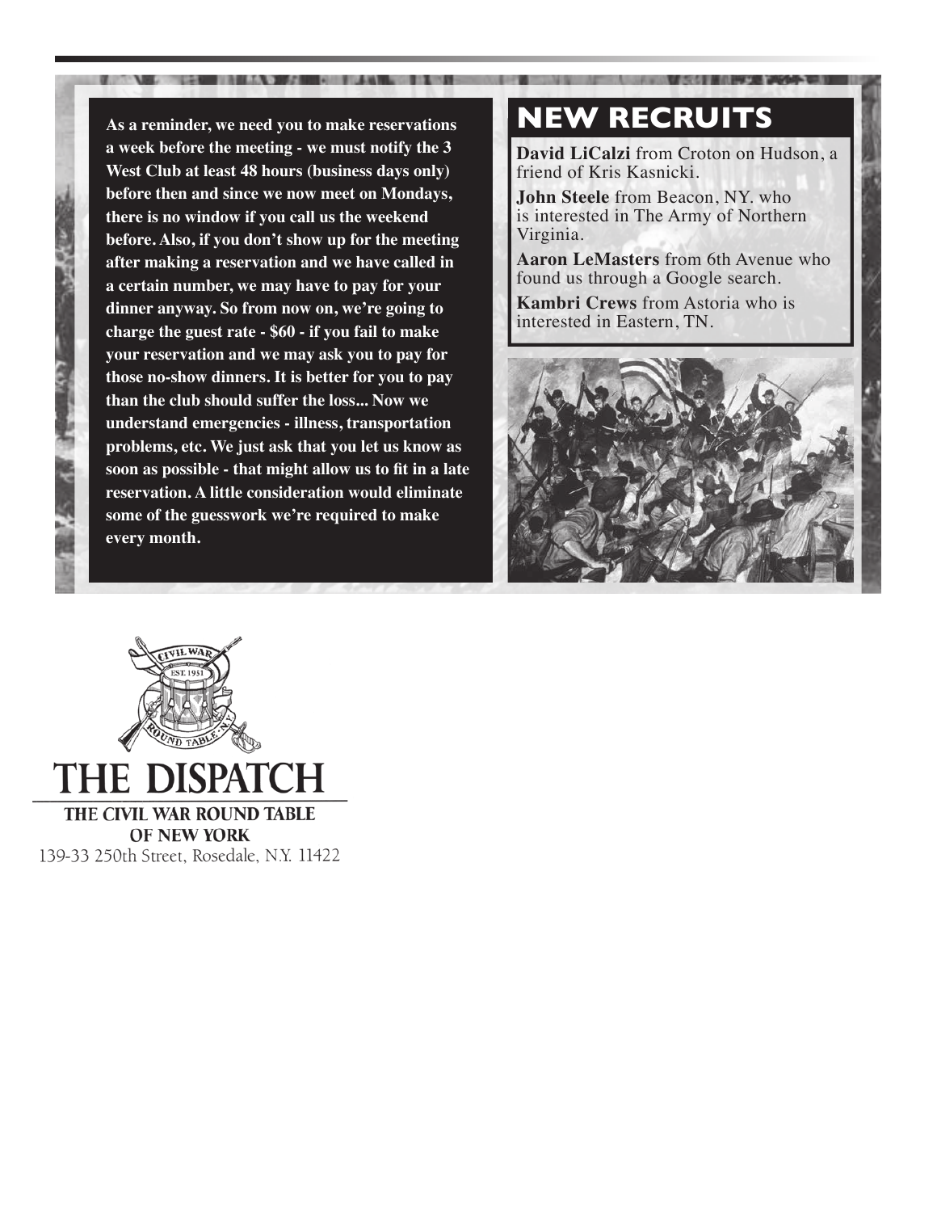**As a reminder, we need you to make reservations a week before the meeting - we must notify the 3 West Club at least 48 hours (business days only) before then and since we now meet on Mondays, there is no window if you call us the weekend before. Also, if you don't show up for the meeting after making a reservation and we have called in a certain number, we may have to pay for your dinner anyway. So from now on, we're going to charge the guest rate - $60 - if you fail to make your reservation and we may ask you to pay for those no-show dinners. It is better for you to pay than the club should suffer the loss... Now we understand emergencies - illness, transportation problems, etc. We just ask that you let us know as soon as possible - that might allow us to fit in a late reservation. A little consideration would eliminate some of the guesswork we're required to make every month.**

## NEW RECRUITS

**David LiCalzi** from Croton on Hudson, a friend of Kris Kasnicki.

**John Steele** from Beacon, NY. who is interested in The Army of Northern Virginia.

**Aaron LeMasters** from 6th Avenue who found us through a Google search.

**Kambri Crews** from Astoria who is interested in Eastern, TN.

CIVIL WAR EST. 1951 ROUND TABLE N.Y.

# THE DISPATCH

THE CIVIL WAR ROUND TABLE OF NEW YORK

139-33 250th Street, Rosedale, N.Y. 11422